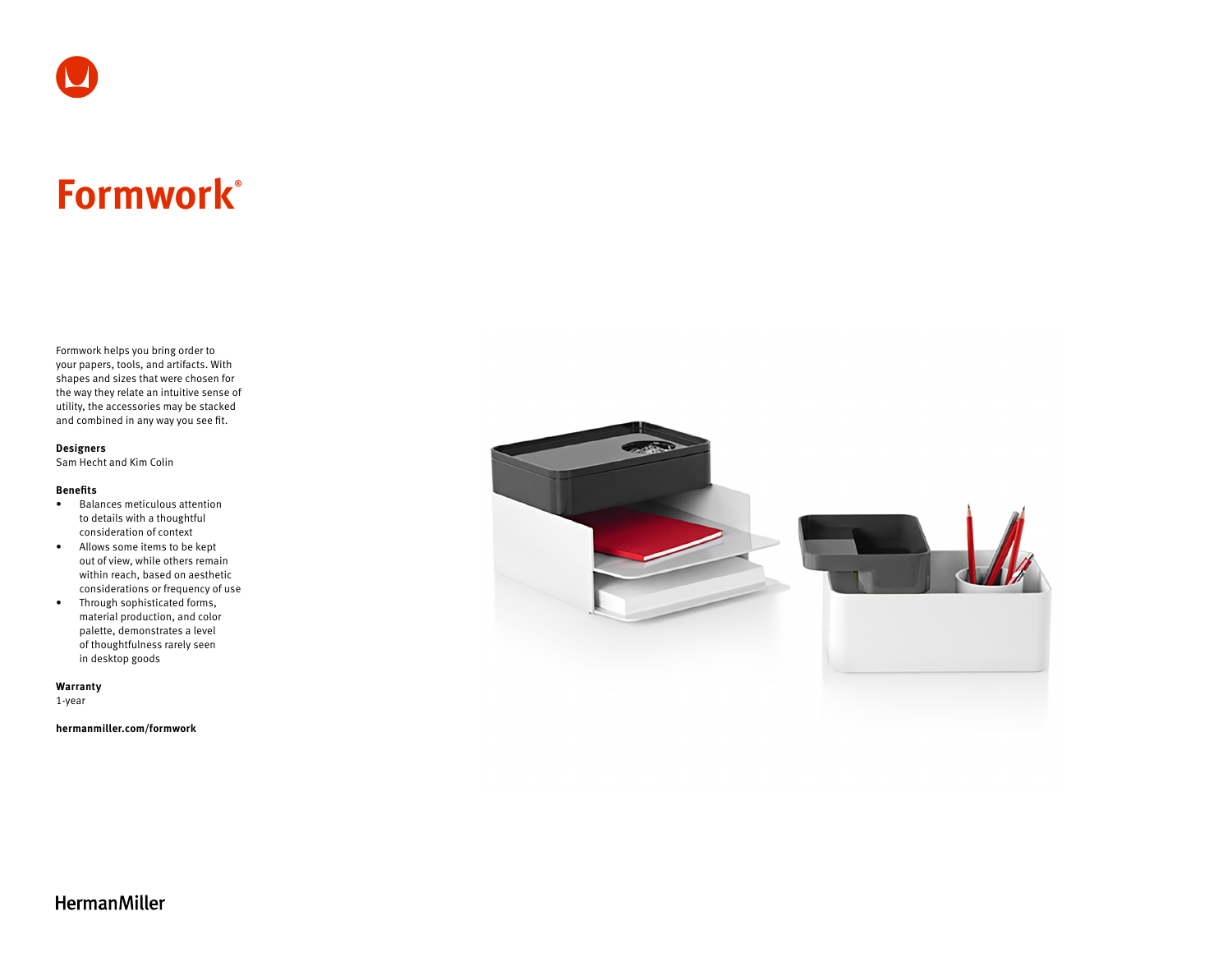# Formwork®

Formwork helps you bring order to your papers, tools, and artifacts. With shapes and sizes that were chosen for the way they relate an intuitive sense of utility, the accessories may be stacked and combined in any way you see fit.

**Designers**
Sam Hecht and Kim Colin

**Benefits**

- Balances meticulous attention to details with a thoughtful consideration of context
- Allows some items to be kept out of view, while others remain within reach, based on aesthetic considerations or frequency of use
- Through sophisticated forms, material production, and color palette, demonstrates a level of thoughtfulness rarely seen in desktop goods

**Warranty**
1-year

**hermanmiller.com/formwork**

HermanMiller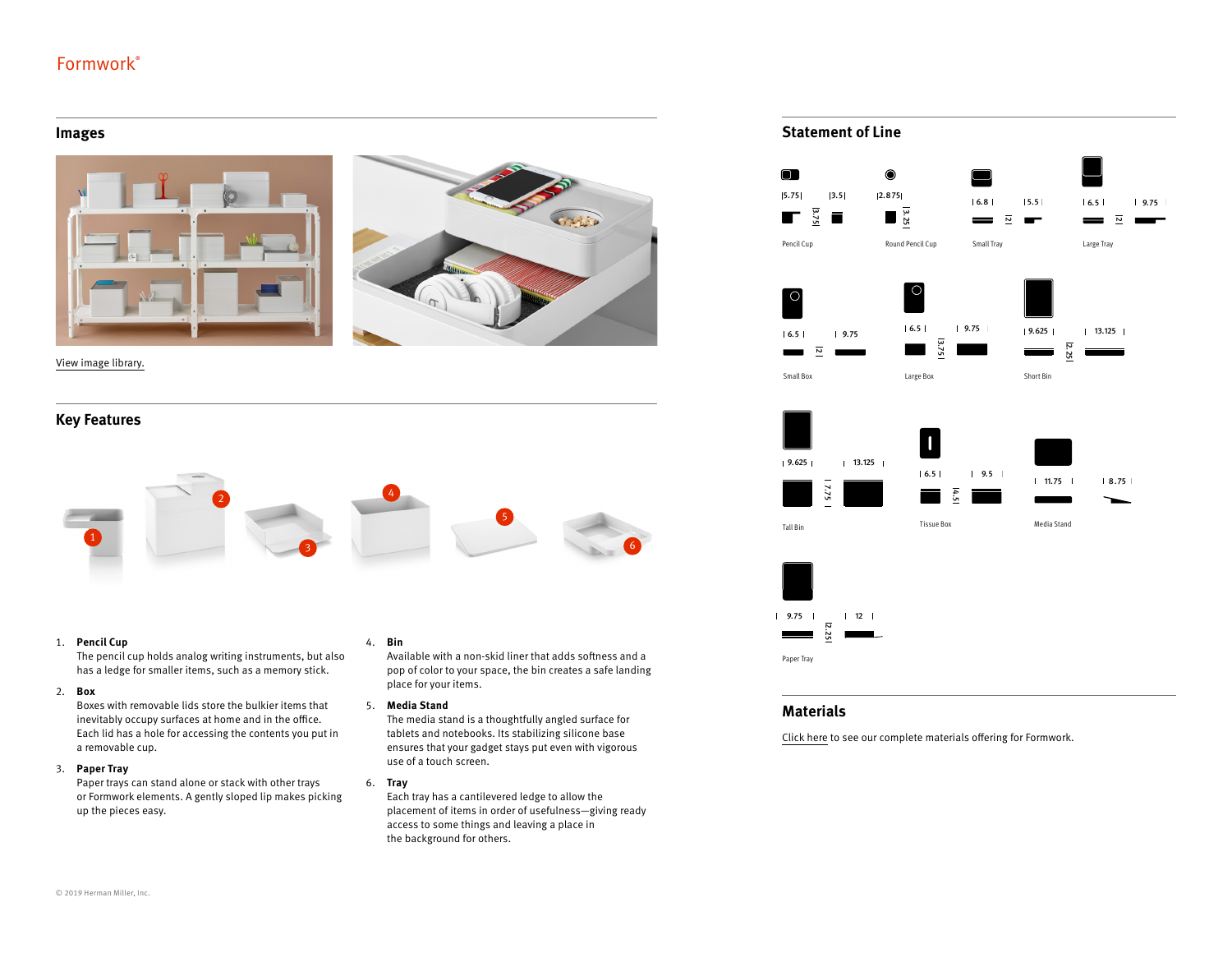Formwork®

## Images

View image library.

## Key Features

1. **Pencil Cup**
   The pencil cup holds analog writing instruments, but also has a ledge for smaller items, such as a memory stick.
2. **Box**
   Boxes with removable lids store the bulkier items that inevitably occupy surfaces at home and in the office. Each lid has a hole for accessing the contents you put in a removable cup.
3. **Paper Tray**
   Paper trays can stand alone or stack with other trays or Formwork elements. A gently sloped lip makes picking up the pieces easy.
4. **Bin**
   Available with a non-skid liner that adds softness and a pop of color to your space, the bin creates a safe landing place for your items.
5. **Media Stand**
   The media stand is a thoughtfully angled surface for tablets and notebooks. Its stabilizing silicone base ensures that your gadget stays put even with vigorous use of a touch screen.
6. **Tray**
   Each tray has a cantilevered ledge to allow the placement of items in order of usefulness—giving ready access to some things and leaving a place in the background for others.

## Statement of Line

5.75 | 3.5 | 3.75
Pencil Cup

2.875 | 3.25
Round Pencil Cup

6.8 | 5.5 | 2
Small Tray

6.5 | 9.75 | 2
Large Tray

6.5 | 9.75 | 2
Small Box

6.5 | 9.75 | 3.75
Large Box

9.625 | 13.125 | 2.25
Short Bin

9.625 | 13.125 | 7.75
Tall Bin

6.5 | 9.5 | 4.5
Tissue Box

11.75 | 8.75
Media Stand

9.75 | 12 | 2.25
Paper Tray

## Materials

Click here to see our complete materials offering for Formwork.

© 2019 Herman Miller, Inc.